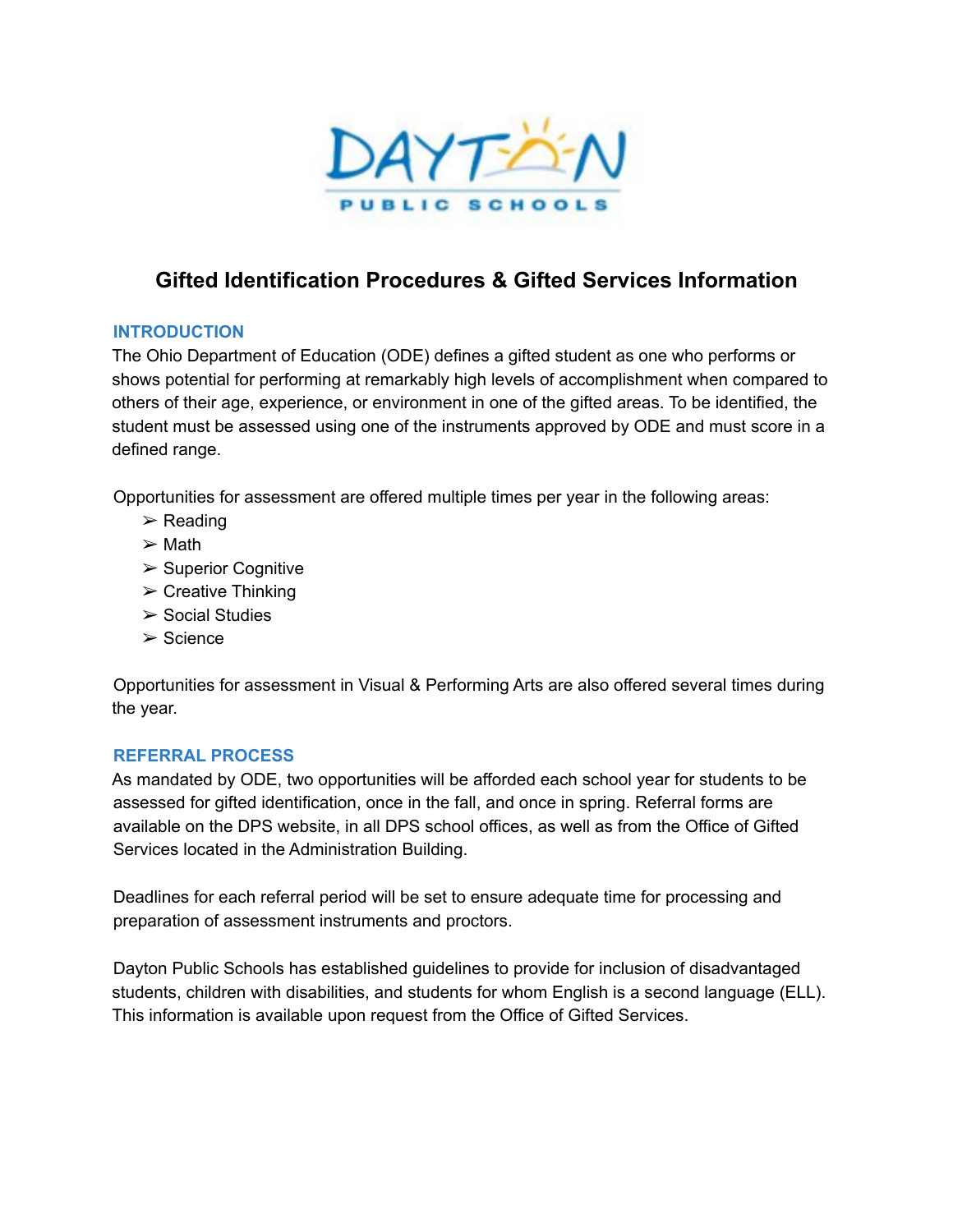DAYTON PUBLIC SCHOOLS

# Gifted Identification Procedures & Gifted Services Information

## INTRODUCTION

The Ohio Department of Education (ODE) defines a gifted student as one who performs or shows potential for performing at remarkably high levels of accomplishment when compared to others of their age, experience, or environment in one of the gifted areas. To be identified, the student must be assessed using one of the instruments approved by ODE and must score in a defined range.

Opportunities for assessment are offered multiple times per year in the following areas:

- Reading
- Math
- Superior Cognitive
- Creative Thinking
- Social Studies
- Science

Opportunities for assessment in Visual & Performing Arts are also offered several times during the year.

## REFERRAL PROCESS

As mandated by ODE, two opportunities will be afforded each school year for students to be assessed for gifted identification, once in the fall, and once in spring. Referral forms are available on the DPS website, in all DPS school offices, as well as from the Office of Gifted Services located in the Administration Building.

Deadlines for each referral period will be set to ensure adequate time for processing and preparation of assessment instruments and proctors.

Dayton Public Schools has established guidelines to provide for inclusion of disadvantaged students, children with disabilities, and students for whom English is a second language (ELL). This information is available upon request from the Office of Gifted Services.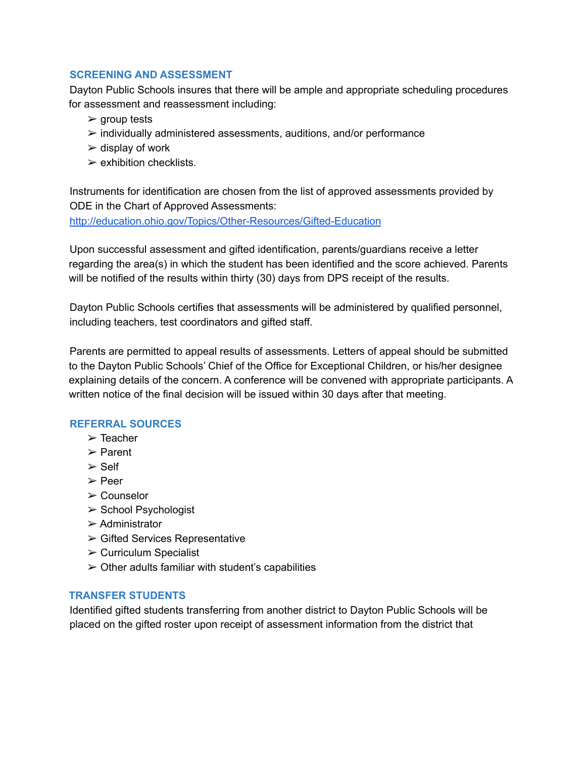## SCREENING AND ASSESSMENT

Dayton Public Schools insures that there will be ample and appropriate scheduling procedures for assessment and reassessment including:

- group tests
- individually administered assessments, auditions, and/or performance
- display of work
- exhibition checklists.

Instruments for identification are chosen from the list of approved assessments provided by ODE in the Chart of Approved Assessments: [http://education.ohio.gov/Topics/Other-Resources/Gifted-Education](http://education.ohio.gov/Topics/Other-Resources/Gifted-Education)

Upon successful assessment and gifted identification, parents/guardians receive a letter regarding the area(s) in which the student has been identified and the score achieved. Parents will be notified of the results within thirty (30) days from DPS receipt of the results.

Dayton Public Schools certifies that assessments will be administered by qualified personnel, including teachers, test coordinators and gifted staff.

Parents are permitted to appeal results of assessments. Letters of appeal should be submitted to the Dayton Public Schools' Chief of the Office for Exceptional Children, or his/her designee explaining details of the concern. A conference will be convened with appropriate participants. A written notice of the final decision will be issued within 30 days after that meeting.

## REFERRAL SOURCES

- Teacher
- Parent
- Self
- Peer
- Counselor
- School Psychologist
- Administrator
- Gifted Services Representative
- Curriculum Specialist
- Other adults familiar with student's capabilities

## TRANSFER STUDENTS

Identified gifted students transferring from another district to Dayton Public Schools will be placed on the gifted roster upon receipt of assessment information from the district that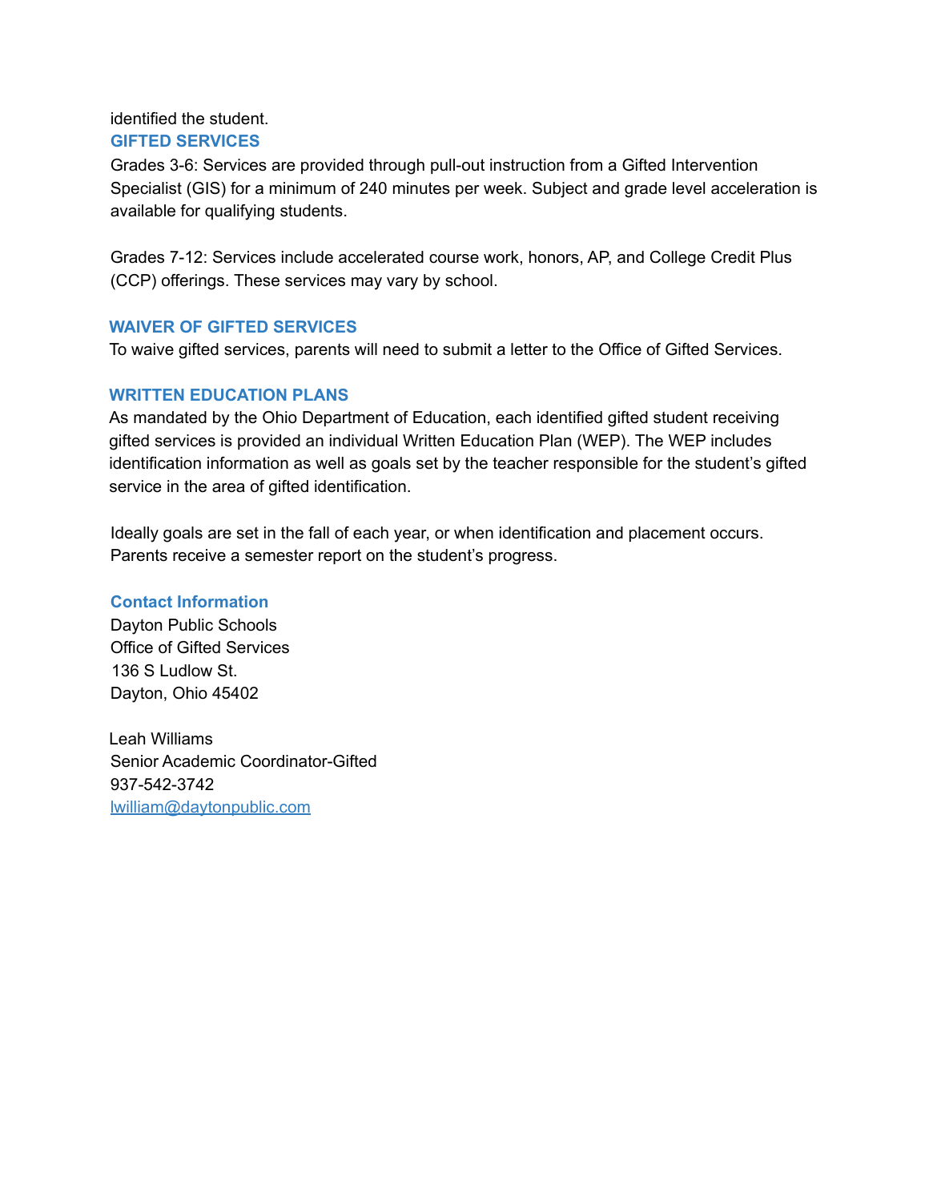identified the student.

## GIFTED SERVICES

Grades 3-6: Services are provided through pull-out instruction from a Gifted Intervention Specialist (GIS) for a minimum of 240 minutes per week. Subject and grade level acceleration is available for qualifying students.

Grades 7-12: Services include accelerated course work, honors, AP, and College Credit Plus (CCP) offerings. These services may vary by school.

## WAIVER OF GIFTED SERVICES

To waive gifted services, parents will need to submit a letter to the Office of Gifted Services.

## WRITTEN EDUCATION PLANS

As mandated by the Ohio Department of Education, each identified gifted student receiving gifted services is provided an individual Written Education Plan (WEP). The WEP includes identification information as well as goals set by the teacher responsible for the student's gifted service in the area of gifted identification.

Ideally goals are set in the fall of each year, or when identification and placement occurs. Parents receive a semester report on the student's progress.

## Contact Information

Dayton Public Schools
Office of Gifted Services
136 S Ludlow St.
Dayton, Ohio 45402

Leah Williams
Senior Academic Coordinator-Gifted
937-542-3742
lwilliam@daytonpublic.com